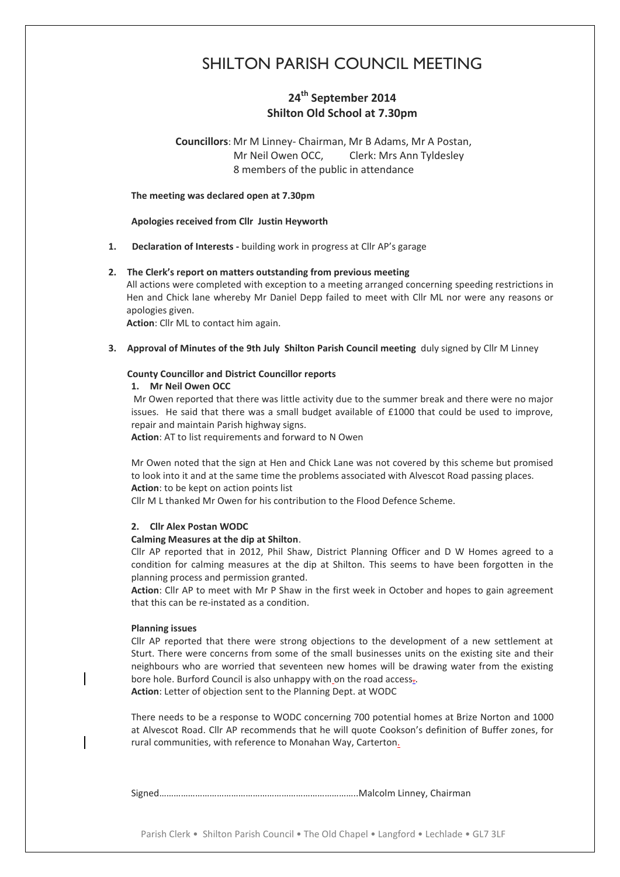# SHILTON PARISH COUNCIL MEETING

## 24th September 2014
## Shilton Old School at 7.30pm

**Councillors**: Mr M Linney- Chairman, Mr B Adams, Mr A Postan, Mr Neil Owen OCC, Clerk: Mrs Ann Tyldesley
8 members of the public in attendance

**The meeting was declared open at 7.30pm**

**Apologies received from Cllr Justin Heyworth**

1. **Declaration of Interests -** building work in progress at Cllr AP's garage

2. **The Clerk's report on matters outstanding from previous meeting**
   All actions were completed with exception to a meeting arranged concerning speeding restrictions in Hen and Chick lane whereby Mr Daniel Depp failed to meet with Cllr ML nor were any reasons or apologies given.
   **Action**: Cllr ML to contact him again.

3. **Approval of Minutes of the 9th July Shilton Parish Council meeting** duly signed by Cllr M Linney

**County Councillor and District Councillor reports**

1. **Mr Neil Owen OCC**

Mr Owen reported that there was little activity due to the summer break and there were no major issues. He said that there was a small budget available of £1000 that could be used to improve, repair and maintain Parish highway signs.
**Action**: AT to list requirements and forward to N Owen

Mr Owen noted that the sign at Hen and Chick Lane was not covered by this scheme but promised to look into it and at the same time the problems associated with Alvescot Road passing places.
**Action**: to be kept on action points list
Cllr M L thanked Mr Owen for his contribution to the Flood Defence Scheme.

2. **Cllr Alex Postan WODC**

**Calming Measures at the dip at Shilton**.
Cllr AP reported that in 2012, Phil Shaw, District Planning Officer and D W Homes agreed to a condition for calming measures at the dip at Shilton. This seems to have been forgotten in the planning process and permission granted.
**Action**: Cllr AP to meet with Mr P Shaw in the first week in October and hopes to gain agreement that this can be re-instated as a condition.

**Planning issues**
Cllr AP reported that there were strong objections to the development of a new settlement at Sturt. There were concerns from some of the small businesses units on the existing site and their neighbours who are worried that seventeen new homes will be drawing water from the existing bore hole. Burford Council is also unhappy with on the road access.
**Action**: Letter of objection sent to the Planning Dept. at WODC

There needs to be a response to WODC concerning 700 potential homes at Brize Norton and 1000 at Alvescot Road. Cllr AP recommends that he will quote Cookson's definition of Buffer zones, for rural communities, with reference to Monahan Way, Carterton.

Signed……………………………………………………………………..Malcolm Linney, Chairman

Parish Clerk • Shilton Parish Council • The Old Chapel • Langford • Lechlade • GL7 3LF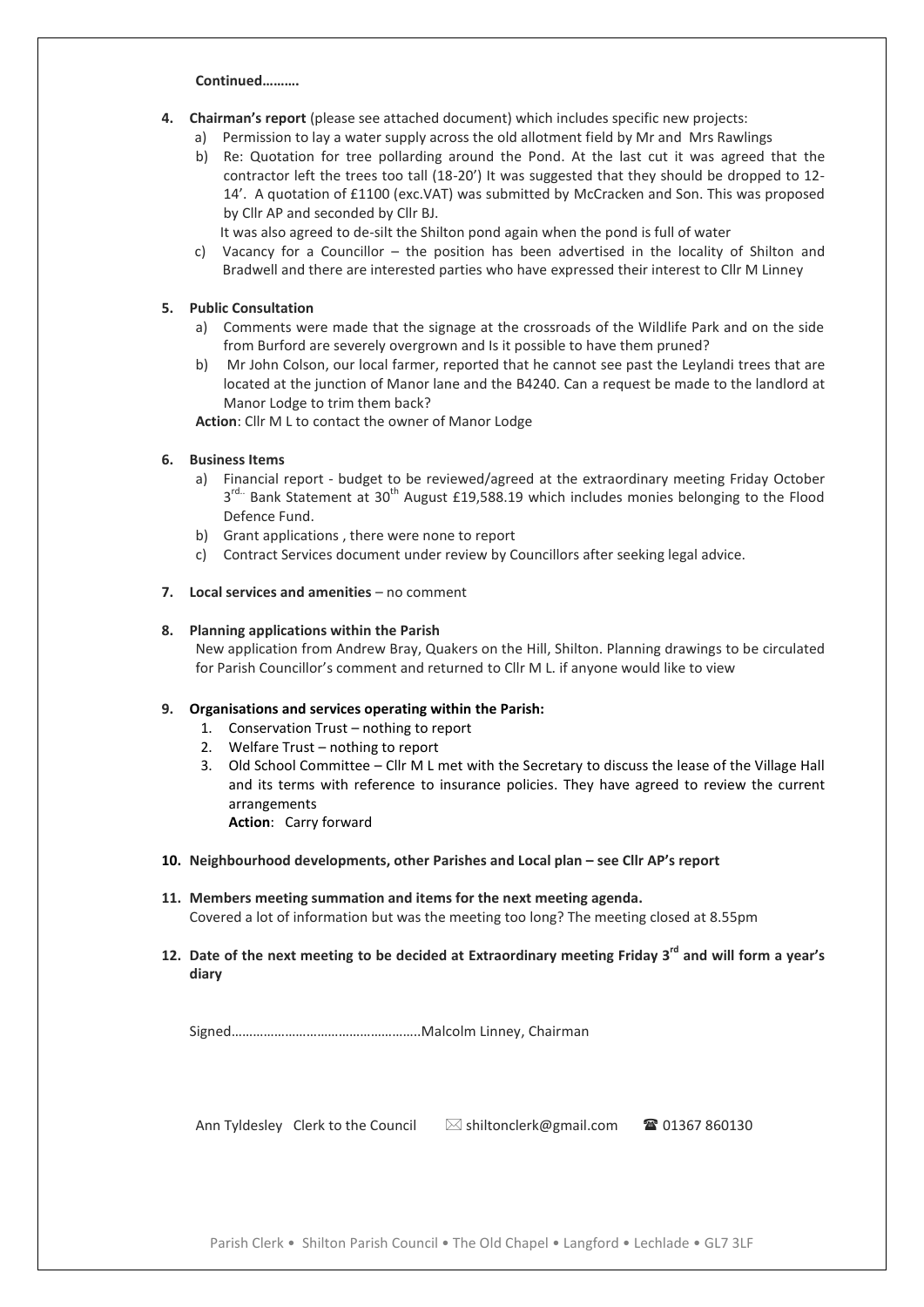**Continued……….**

4. **Chairman's report** (please see attached document) which includes specific new projects:
   a) Permission to lay a water supply across the old allotment field by Mr and Mrs Rawlings
   b) Re: Quotation for tree pollarding around the Pond. At the last cut it was agreed that the contractor left the trees too tall (18-20') It was suggested that they should be dropped to 12-14'. A quotation of £1100 (exc.VAT) was submitted by McCracken and Son. This was proposed by Cllr AP and seconded by Cllr BJ.
      It was also agreed to de-silt the Shilton pond again when the pond is full of water
   c) Vacancy for a Councillor – the position has been advertised in the locality of Shilton and Bradwell and there are interested parties who have expressed their interest to Cllr M Linney

5. **Public Consultation**
   a) Comments were made that the signage at the crossroads of the Wildlife Park and on the side from Burford are severely overgrown and Is it possible to have them pruned?
   b) Mr John Colson, our local farmer, reported that he cannot see past the Leylandi trees that are located at the junction of Manor lane and the B4240. Can a request be made to the landlord at Manor Lodge to trim them back?

   **Action**: Cllr M L to contact the owner of Manor Lodge

6. **Business Items**
   a) Financial report - budget to be reviewed/agreed at the extraordinary meeting Friday October 3rd.. Bank Statement at 30th August £19,588.19 which includes monies belonging to the Flood Defence Fund.
   b) Grant applications , there were none to report
   c) Contract Services document under review by Councillors after seeking legal advice.

7. **Local services and amenities** – no comment

8. **Planning applications within the Parish**
   New application from Andrew Bray, Quakers on the Hill, Shilton. Planning drawings to be circulated for Parish Councillor's comment and returned to Cllr M L. if anyone would like to view

9. **Organisations and services operating within the Parish:**
   1. Conservation Trust – nothing to report
   2. Welfare Trust – nothing to report
   3. Old School Committee – Cllr M L met with the Secretary to discuss the lease of the Village Hall and its terms with reference to insurance policies. They have agreed to review the current arrangements

      **Action**: Carry forward

10. **Neighbourhood developments, other Parishes and Local plan – see Cllr AP's report**

11. **Members meeting summation and items for the next meeting agenda.**
    Covered a lot of information but was the meeting too long? The meeting closed at 8.55pm

12. **Date of the next meeting to be decided at Extraordinary meeting Friday 3rd and will form a year's diary**

Signed……………………………………………..Malcolm Linney, Chairman

Ann Tyldesley Clerk to the Council ✉ shiltonclerk@gmail.com ☎ 01367 860130

Parish Clerk • Shilton Parish Council • The Old Chapel • Langford • Lechlade • GL7 3LF